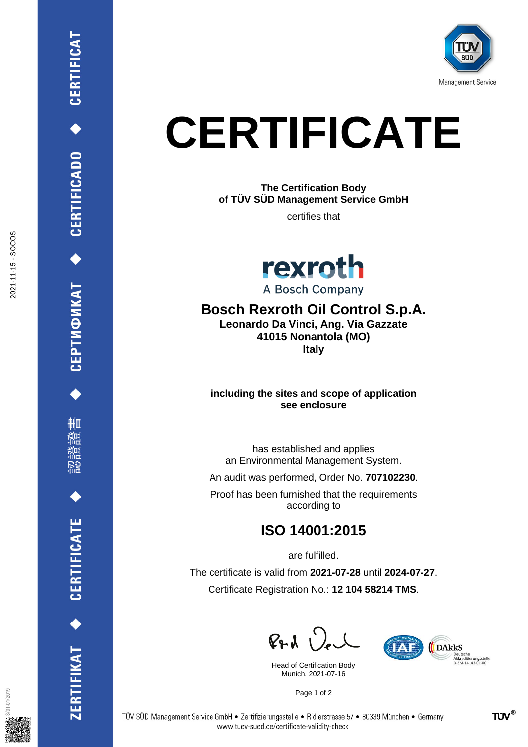TÜV SÜD Management Service

# CERTIFICATE

**The Certification Body**
**of TÜV SÜD Management Service GmbH**

certifies that

rexroth
A Bosch Company

## Bosch Rexroth Oil Control S.p.A.

**Leonardo Da Vinci, Ang. Via Gazzate**
**41015 Nonantola (MO)**
**Italy**

**including the sites and scope of application**
**see enclosure**

has established and applies
an Environmental Management System.

An audit was performed, Order No. **707102230**.

Proof has been furnished that the requirements
according to

## ISO 14001:2015

are fulfilled.

The certificate is valid from **2021-07-28** until **2024-07-27**.

Certificate Registration No.: **12 104 58214 TMS**.

Head of Certification Body
Munich, 2021-07-16

DAkkS Deutsche Akkreditierungsstelle D-ZM-14143-01-00

ZERTIFIKAT ◆ CERTIFICATE ◆ 認證證書 ◆ СЕРТИФИКАТ ◆ CERTIFICADO ◆ CERTIFICAT

2021-11-15 - SOCOS

TÜV SÜD Management Service GmbH • Zertifizierungsstelle • Ridlerstrasse 57 • 80339 München • Germany
www.tuev-sued.de/certificate-validity-check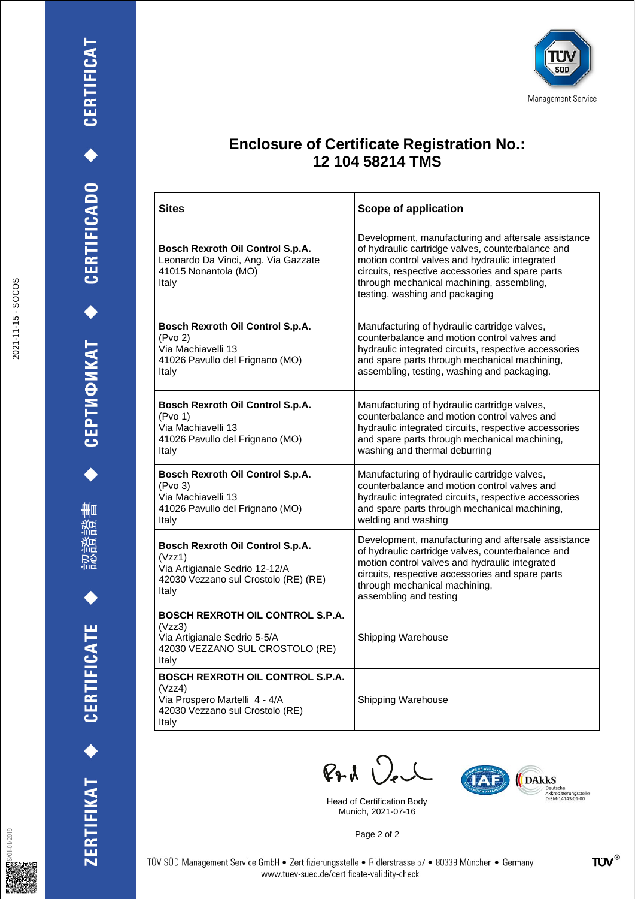# Enclosure of Certificate Registration No.: 12 104 58214 TMS

| Sites | Scope of application |
| --- | --- |
| **Bosch Rexroth Oil Control S.p.A.**<br>Leonardo Da Vinci, Ang. Via Gazzate<br>41015 Nonantola (MO)<br>Italy | Development, manufacturing and aftersale assistance of hydraulic cartridge valves, counterbalance and motion control valves and hydraulic integrated circuits, respective accessories and spare parts through mechanical machining, assembling, testing, washing and packaging |
| **Bosch Rexroth Oil Control S.p.A.**<br>(Pvo 2)<br>Via Machiavelli 13<br>41026 Pavullo del Frignano (MO)<br>Italy | Manufacturing of hydraulic cartridge valves, counterbalance and motion control valves and hydraulic integrated circuits, respective accessories and spare parts through mechanical machining, assembling, testing, washing and packaging. |
| **Bosch Rexroth Oil Control S.p.A.**<br>(Pvo 1)<br>Via Machiavelli 13<br>41026 Pavullo del Frignano (MO)<br>Italy | Manufacturing of hydraulic cartridge valves, counterbalance and motion control valves and hydraulic integrated circuits, respective accessories and spare parts through mechanical machining, washing and thermal deburring |
| **Bosch Rexroth Oil Control S.p.A.**<br>(Pvo 3)<br>Via Machiavelli 13<br>41026 Pavullo del Frignano (MO)<br>Italy | Manufacturing of hydraulic cartridge valves, counterbalance and motion control valves and hydraulic integrated circuits, respective accessories and spare parts through mechanical machining, welding and washing |
| **Bosch Rexroth Oil Control S.p.A.**<br>(Vzz1)<br>Via Artigianale Sedrio 12-12/A<br>42030 Vezzano sul Crostolo (RE) (RE)<br>Italy | Development, manufacturing and aftersale assistance of hydraulic cartridge valves, counterbalance and motion control valves and hydraulic integrated circuits, respective accessories and spare parts through mechanical machining,<br>assembling and testing |
| **BOSCH REXROTH OIL CONTROL S.P.A.**<br>(Vzz3)<br>Via Artigianale Sedrio 5-5/A<br>42030 VEZZANO SUL CROSTOLO (RE)<br>Italy | Shipping Warehouse |
| **BOSCH REXROTH OIL CONTROL S.P.A.**<br>(Vzz4)<br>Via Prospero Martelli 4 - 4/A<br>42030 Vezzano sul Crostolo (RE)<br>Italy | Shipping Warehouse |

Head of Certification Body
Munich, 2021-07-16

TÜV SÜD Management Service GmbH • Zertifizierungsstelle • Ridlerstrasse 57 • 80339 München • Germany
www.tuev-sued.de/certificate-validity-check